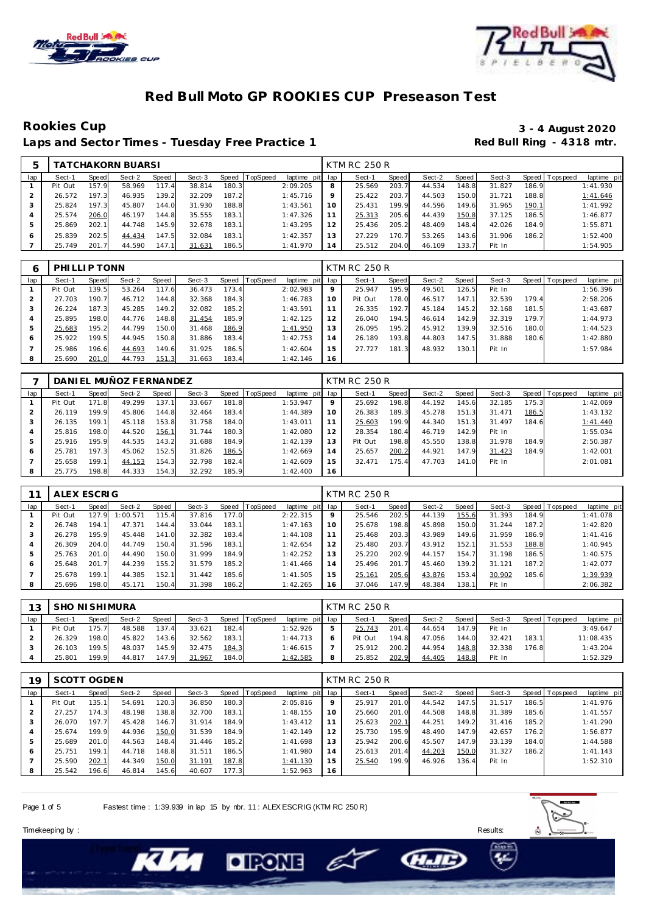# Red Bull Moto GP ROOKIES CUP Preseason Test

## Rookies Cup

**3 - 4 August 2020**

**Laps and Sector Times - Tuesday Free Practice 1**

**Red Bull Ring - 4318 mtr.**

| 5 | TATCHAKORN BUARSI | | | | | | | | KTM RC 250 R | | | | | | | | |
|---|---|---|---|---|---|---|---|---|---|---|---|---|---|---|---|---|---|
| lap | Sect-1 | Speed | Sect-2 | Speed | Sect-3 | Speed | TopSpeed | laptime pit | lap | Sect-1 | Speed | Sect-2 | Speed | Sect-3 | Speed | Topspeed | laptime pit |
| 1 | Pit Out | 157.9 | 58.969 | 117.4 | 38.814 | 180.3 | | 2:09.205 | 8 | 25.569 | 203.7 | 44.534 | 148.8 | 31.827 | 186.9 | | 1:41.930 |
| 2 | 26.572 | 197.3 | 46.935 | 139.2 | 32.209 | 187.2 | | 1:45.716 | 9 | 25.422 | 203.7 | 44.503 | 150.0 | 31.721 | 188.8 | | 1:41.646 |
| 3 | 25.824 | 197.3 | 45.807 | 144.0 | 31.930 | 188.8 | | 1:43.561 | 10 | 25.431 | 199.9 | 44.596 | 149.6 | 31.965 | 190.1 | | 1:41.992 |
| 4 | 25.574 | 206.0 | 46.197 | 144.8 | 35.555 | 183.1 | | 1:47.326 | 11 | 25.313 | 205.6 | 44.439 | 150.8 | 37.125 | 186.5 | | 1:46.877 |
| 5 | 25.869 | 202.1 | 44.748 | 145.9 | 32.678 | 183.1 | | 1:43.295 | 12 | 25.436 | 205.2 | 48.409 | 148.4 | 42.026 | 184.9 | | 1:55.871 |
| 6 | 25.839 | 202.5 | 44.434 | 147.5 | 32.084 | 183.1 | | 1:42.357 | 13 | 27.229 | 170.7 | 53.265 | 143.6 | 31.906 | 186.2 | | 1:52.400 |
| 7 | 25.749 | 201.7 | 44.590 | 147.1 | 31.631 | 186.5 | | 1:41.970 | 14 | 25.512 | 204.0 | 46.109 | 133.7 | Pit In | | | 1:54.905 |

| 6 | PHILLIP TONN | | | | | | | | KTM RC 250 R | | | | | | | | |
|---|---|---|---|---|---|---|---|---|---|---|---|---|---|---|---|---|---|
| lap | Sect-1 | Speed | Sect-2 | Speed | Sect-3 | Speed | TopSpeed | laptime pit | lap | Sect-1 | Speed | Sect-2 | Speed | Sect-3 | Speed | Topspeed | laptime pit |
| 1 | Pit Out | 139.5 | 53.264 | 117.6 | 36.473 | 173.4 | | 2:02.983 | 9 | 25.947 | 195.9 | 49.501 | 126.5 | Pit In | | | 1:56.396 |
| 2 | 27.703 | 190.7 | 46.712 | 144.8 | 32.368 | 184.3 | | 1:46.783 | 10 | Pit Out | 178.0 | 46.517 | 147.1 | 32.539 | 179.4 | | 2:58.206 |
| 3 | 26.224 | 187.3 | 45.285 | 149.2 | 32.082 | 185.2 | | 1:43.591 | 11 | 26.335 | 192.7 | 45.184 | 145.2 | 32.168 | 181.5 | | 1:43.687 |
| 4 | 25.895 | 198.0 | 44.776 | 148.8 | 31.454 | 185.9 | | 1:42.125 | 12 | 26.040 | 194.5 | 46.614 | 142.9 | 32.319 | 179.7 | | 1:44.973 |
| 5 | 25.683 | 195.2 | 44.799 | 150.0 | 31.468 | 186.9 | | 1:41.950 | 13 | 26.095 | 195.2 | 45.912 | 139.9 | 32.516 | 180.0 | | 1:44.523 |
| 6 | 25.922 | 199.5 | 44.945 | 150.8 | 31.886 | 183.4 | | 1:42.753 | 14 | 26.189 | 193.8 | 44.803 | 147.5 | 31.888 | 180.6 | | 1:42.880 |
| 7 | 25.986 | 196.6 | 44.693 | 149.6 | 31.925 | 186.5 | | 1:42.604 | 15 | 27.727 | 181.3 | 48.932 | 130.1 | Pit In | | | 1:57.984 |
| 8 | 25.690 | 201.0 | 44.793 | 151.3 | 31.663 | 183.4 | | 1:42.146 | 16 | | | | | | | | |

| 7 | DANIEL MUÑOZ FERNANDEZ | | | | | | | | KTM RC 250 R | | | | | | | | |
|---|---|---|---|---|---|---|---|---|---|---|---|---|---|---|---|---|---|
| lap | Sect-1 | Speed | Sect-2 | Speed | Sect-3 | Speed | TopSpeed | laptime pit | lap | Sect-1 | Speed | Sect-2 | Speed | Sect-3 | Speed | Topspeed | laptime pit |
| 1 | Pit Out | 171.8 | 49.299 | 137.1 | 33.667 | 181.8 | | 1:53.947 | 9 | 25.692 | 198.8 | 44.192 | 145.6 | 32.185 | 175.3 | | 1:42.069 |
| 2 | 26.119 | 199.9 | 45.806 | 144.8 | 32.464 | 183.4 | | 1:44.389 | 10 | 26.383 | 189.3 | 45.278 | 151.3 | 31.471 | 186.5 | | 1:43.132 |
| 3 | 26.135 | 199.1 | 45.118 | 153.8 | 31.758 | 184.0 | | 1:43.011 | 11 | 25.603 | 199.9 | 44.340 | 151.3 | 31.497 | 184.6 | | 1:41.440 |
| 4 | 25.816 | 198.0 | 44.520 | 156.1 | 31.744 | 180.3 | | 1:42.080 | 12 | 28.354 | 180.4 | 46.719 | 142.9 | Pit In | | | 1:55.034 |
| 5 | 25.916 | 195.9 | 44.535 | 143.2 | 31.688 | 184.9 | | 1:42.139 | 13 | Pit Out | 198.8 | 45.550 | 138.8 | 31.978 | 184.9 | | 2:50.387 |
| 6 | 25.781 | 197.3 | 45.062 | 152.5 | 31.826 | 186.5 | | 1:42.669 | 14 | 25.657 | 200.2 | 44.921 | 147.9 | 31.423 | 184.9 | | 1:42.001 |
| 7 | 25.658 | 199.1 | 44.153 | 154.3 | 32.798 | 182.4 | | 1:42.609 | 15 | 32.471 | 175.4 | 47.703 | 141.0 | Pit In | | | 2:01.081 |
| 8 | 25.775 | 198.8 | 44.333 | 154.3 | 32.292 | 185.9 | | 1:42.400 | 16 | | | | | | | | |

| 11 | ALEX ESCRIG | | | | | | | | KTM RC 250 R | | | | | | | | |
|---|---|---|---|---|---|---|---|---|---|---|---|---|---|---|---|---|---|
| lap | Sect-1 | Speed | Sect-2 | Speed | Sect-3 | Speed | TopSpeed | laptime pit | lap | Sect-1 | Speed | Sect-2 | Speed | Sect-3 | Speed | Topspeed | laptime pit |
| 1 | Pit Out | 127.9 | 1:00.571 | 115.4 | 37.816 | 177.0 | | 2:22.315 | 9 | 25.546 | 202.5 | 44.139 | 155.6 | 31.393 | 184.9 | | 1:41.078 |
| 2 | 26.748 | 194.1 | 47.371 | 144.4 | 33.044 | 183.1 | | 1:47.163 | 10 | 25.678 | 198.8 | 45.898 | 150.0 | 31.244 | 187.2 | | 1:42.820 |
| 3 | 26.278 | 195.9 | 45.448 | 141.0 | 32.382 | 183.4 | | 1:44.108 | 11 | 25.468 | 203.3 | 43.989 | 149.6 | 31.959 | 186.9 | | 1:41.416 |
| 4 | 26.309 | 204.0 | 44.749 | 150.4 | 31.596 | 183.1 | | 1:42.654 | 12 | 25.480 | 203.7 | 43.912 | 152.1 | 31.553 | 188.8 | | 1:40.945 |
| 5 | 25.763 | 201.0 | 44.490 | 150.0 | 31.999 | 184.9 | | 1:42.252 | 13 | 25.220 | 202.9 | 44.157 | 154.7 | 31.198 | 186.5 | | 1:40.575 |
| 6 | 25.648 | 201.7 | 44.239 | 155.2 | 31.579 | 185.2 | | 1:41.466 | 14 | 25.496 | 201.7 | 45.460 | 139.2 | 31.121 | 187.2 | | 1:42.077 |
| 7 | 25.678 | 199.1 | 44.385 | 152.1 | 31.442 | 185.6 | | 1:41.505 | 15 | 25.161 | 205.6 | 43.876 | 153.4 | 30.902 | 185.6 | | 1:39.939 |
| 8 | 25.696 | 198.0 | 45.171 | 150.4 | 31.398 | 186.2 | | 1:42.265 | 16 | 37.046 | 147.9 | 48.384 | 138.1 | Pit In | | | 2:06.382 |

| 13 | SHO NISHIMURA | | | | | | | | KTM RC 250 R | | | | | | | | |
|---|---|---|---|---|---|---|---|---|---|---|---|---|---|---|---|---|---|
| lap | Sect-1 | Speed | Sect-2 | Speed | Sect-3 | Speed | TopSpeed | laptime pit | lap | Sect-1 | Speed | Sect-2 | Speed | Sect-3 | Speed | Topspeed | laptime pit |
| 1 | Pit Out | 175.7 | 48.588 | 137.4 | 33.621 | 182.4 | | 1:52.926 | 5 | 25.743 | 201.4 | 44.654 | 147.9 | Pit In | | | 3:49.647 |
| 2 | 26.329 | 198.0 | 45.822 | 143.6 | 32.562 | 183.1 | | 1:44.713 | 6 | Pit Out | 194.8 | 47.056 | 144.0 | 32.421 | 183.1 | | 11:08.435 |
| 3 | 26.103 | 199.5 | 48.037 | 145.9 | 32.475 | 184.3 | | 1:46.615 | 7 | 25.912 | 200.2 | 44.954 | 148.8 | 32.338 | 176.8 | | 1:43.204 |
| 4 | 25.801 | 199.9 | 44.817 | 147.9 | 31.967 | 184.0 | | 1:42.585 | 8 | 25.852 | 202.9 | 44.405 | 148.8 | Pit In | | | 1:52.329 |

| 19 | SCOTT OGDEN | | | | | | | | KTM RC 250 R | | | | | | | | |
|---|---|---|---|---|---|---|---|---|---|---|---|---|---|---|---|---|---|
| lap | Sect-1 | Speed | Sect-2 | Speed | Sect-3 | Speed | TopSpeed | laptime pit | lap | Sect-1 | Speed | Sect-2 | Speed | Sect-3 | Speed | Topspeed | laptime pit |
| 1 | Pit Out | 135.1 | 54.691 | 120.3 | 36.850 | 180.3 | | 2:05.816 | 9 | 25.917 | 201.0 | 44.542 | 147.5 | 31.517 | 186.5 | | 1:41.976 |
| 2 | 27.257 | 174.3 | 48.198 | 138.8 | 32.700 | 183.1 | | 1:48.155 | 10 | 25.660 | 201.0 | 44.508 | 148.8 | 31.389 | 185.6 | | 1:41.557 |
| 3 | 26.070 | 197.7 | 45.428 | 146.7 | 31.914 | 184.9 | | 1:43.412 | 11 | 25.623 | 202.1 | 44.251 | 149.2 | 31.416 | 185.2 | | 1:41.290 |
| 4 | 25.674 | 199.9 | 44.936 | 150.0 | 31.539 | 184.9 | | 1:42.149 | 12 | 25.730 | 195.9 | 48.490 | 147.9 | 42.657 | 176.2 | | 1:56.877 |
| 5 | 25.689 | 201.0 | 44.563 | 148.4 | 31.446 | 185.2 | | 1:41.698 | 13 | 25.942 | 200.6 | 45.507 | 147.9 | 33.139 | 184.0 | | 1:44.588 |
| 6 | 25.751 | 199.1 | 44.718 | 148.8 | 31.511 | 186.5 | | 1:41.980 | 14 | 25.613 | 201.4 | 44.203 | 150.0 | 31.327 | 186.2 | | 1:41.143 |
| 7 | 25.590 | 202.1 | 44.349 | 150.0 | 31.191 | 187.8 | | 1:41.130 | 15 | 25.540 | 199.9 | 46.926 | 136.4 | Pit In | | | 1:52.310 |
| 8 | 25.542 | 196.6 | 46.814 | 145.6 | 40.607 | 177.3 | | 1:52.963 | 16 | | | | | | | | |

Fastest time : 1:39.939 in lap 15 by nbr. 11 : ALEX ESCRIG (KTM RC 250 R)

Timekeeping by :

Results: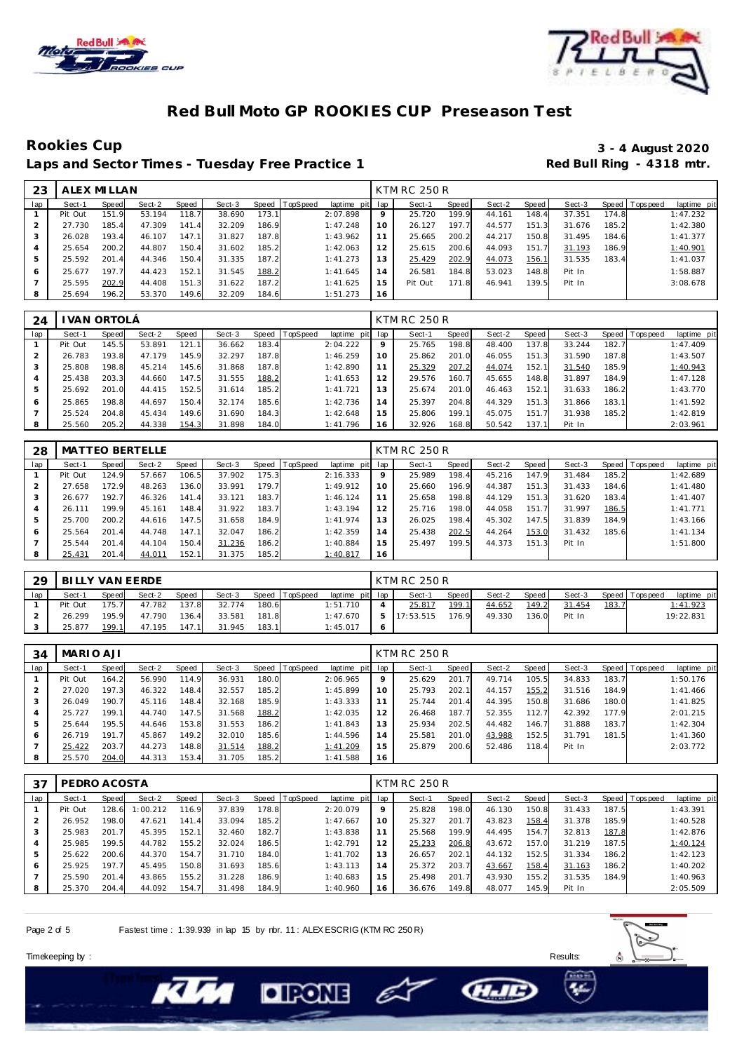# Red Bull Moto GP ROOKIES CUP Preseason Test

## Rookies Cup

**3 - 4 August 2020**

### Laps and Sector Times - Tuesday Free Practice 1

**Red Bull Ring - 4318 mtr.**

| 23 | ALEX MILLAN | | | | | | | | | KTM RC 250 R | | | | | | | |
|---|---|---|---|---|---|---|---|---|---|---|---|---|---|---|---|---|---|
| lap | Sect-1 | Speed | Sect-2 | Speed | Sect-3 | Speed | TopSpeed | laptime pit | lap | Sect-1 | Speed | Sect-2 | Speed | Sect-3 | Speed | Topspeed | laptime pit |
| 1 | Pit Out | 151.9 | 53.194 | 118.7 | 38.690 | 173.1 | | 2:07.898 | 9 | 25.720 | 199.9 | 44.161 | 148.4 | 37.351 | 174.8 | | 1:47.232 |
| 2 | 27.730 | 185.4 | 47.309 | 141.4 | 32.209 | 186.9 | | 1:47.248 | 10 | 26.127 | 197.7 | 44.577 | 151.3 | 31.676 | 185.2 | | 1:42.380 |
| 3 | 26.028 | 193.4 | 46.107 | 147.1 | 31.827 | 187.8 | | 1:43.962 | 11 | 25.665 | 200.2 | 44.217 | 150.8 | 31.495 | 184.6 | | 1:41.377 |
| 4 | 25.654 | 200.2 | 44.807 | 150.4 | 31.602 | 185.2 | | 1:42.063 | 12 | 25.615 | 200.6 | 44.093 | 151.7 | 31.193 | 186.9 | | 1:40.901 |
| 5 | 25.592 | 201.4 | 44.346 | 150.4 | 31.335 | 187.2 | | 1:41.273 | 13 | 25.429 | 202.9 | 44.073 | 156.1 | 31.535 | 183.4 | | 1:41.037 |
| 6 | 25.677 | 197.7 | 44.423 | 152.1 | 31.545 | 188.2 | | 1:41.645 | 14 | 26.581 | 184.8 | 53.023 | 148.8 | Pit In | | | 1:58.887 |
| 7 | 25.595 | 202.9 | 44.408 | 151.3 | 31.622 | 187.2 | | 1:41.625 | 15 | Pit Out | 171.8 | 46.941 | 139.5 | Pit In | | | 3:08.678 |
| 8 | 25.694 | 196.2 | 53.370 | 149.6 | 32.209 | 184.6 | | 1:51.273 | 16 | | | | | | | | |

| 24 | IVAN ORTOLÁ | | | | | | | | | KTM RC 250 R | | | | | | | |
|---|---|---|---|---|---|---|---|---|---|---|---|---|---|---|---|---|---|
| lap | Sect-1 | Speed | Sect-2 | Speed | Sect-3 | Speed | TopSpeed | laptime pit | lap | Sect-1 | Speed | Sect-2 | Speed | Sect-3 | Speed | Topspeed | laptime pit |
| 1 | Pit Out | 145.5 | 53.891 | 121.1 | 36.662 | 183.4 | | 2:04.222 | 9 | 25.765 | 198.8 | 48.400 | 137.8 | 33.244 | 182.7 | | 1:47.409 |
| 2 | 26.783 | 193.8 | 47.179 | 145.9 | 32.297 | 187.8 | | 1:46.259 | 10 | 25.862 | 201.0 | 46.055 | 151.3 | 31.590 | 187.8 | | 1:43.507 |
| 3 | 25.808 | 198.8 | 45.214 | 145.6 | 31.868 | 187.8 | | 1:42.890 | 11 | 25.329 | 207.2 | 44.074 | 152.1 | 31.540 | 185.9 | | 1:40.943 |
| 4 | 25.438 | 203.3 | 44.660 | 147.5 | 31.555 | 188.2 | | 1:41.653 | 12 | 29.576 | 160.7 | 45.655 | 148.8 | 31.897 | 184.9 | | 1:47.128 |
| 5 | 25.692 | 201.0 | 44.415 | 152.5 | 31.614 | 185.2 | | 1:41.721 | 13 | 25.674 | 201.0 | 46.463 | 152.1 | 31.633 | 186.2 | | 1:43.770 |
| 6 | 25.865 | 198.8 | 44.697 | 150.4 | 32.174 | 185.6 | | 1:42.736 | 14 | 25.397 | 204.8 | 44.329 | 151.3 | 31.866 | 183.1 | | 1:41.592 |
| 7 | 25.524 | 204.8 | 45.434 | 149.6 | 31.690 | 184.3 | | 1:42.648 | 15 | 25.806 | 199.1 | 45.075 | 151.7 | 31.938 | 185.2 | | 1:42.819 |
| 8 | 25.560 | 205.2 | 44.338 | 154.3 | 31.898 | 184.0 | | 1:41.796 | 16 | 32.926 | 168.8 | 50.542 | 137.1 | Pit In | | | 2:03.961 |

| 28 | MATTEO BERTELLE | | | | | | | | | KTM RC 250 R | | | | | | | |
|---|---|---|---|---|---|---|---|---|---|---|---|---|---|---|---|---|---|
| lap | Sect-1 | Speed | Sect-2 | Speed | Sect-3 | Speed | TopSpeed | laptime pit | lap | Sect-1 | Speed | Sect-2 | Speed | Sect-3 | Speed | Topspeed | laptime pit |
| 1 | Pit Out | 124.9 | 57.667 | 106.5 | 37.902 | 175.3 | | 2:16.333 | 9 | 25.989 | 198.4 | 45.216 | 147.9 | 31.484 | 185.2 | | 1:42.689 |
| 2 | 27.658 | 172.9 | 48.263 | 136.0 | 33.991 | 179.7 | | 1:49.912 | 10 | 25.660 | 196.9 | 44.387 | 151.3 | 31.433 | 184.6 | | 1:41.480 |
| 3 | 26.677 | 192.7 | 46.326 | 141.4 | 33.121 | 183.7 | | 1:46.124 | 11 | 25.658 | 198.8 | 44.129 | 151.3 | 31.620 | 183.4 | | 1:41.407 |
| 4 | 26.111 | 199.9 | 45.161 | 148.4 | 31.922 | 183.7 | | 1:43.194 | 12 | 25.716 | 198.0 | 44.058 | 151.7 | 31.997 | 186.5 | | 1:41.771 |
| 5 | 25.700 | 200.2 | 44.616 | 147.5 | 31.658 | 184.9 | | 1:41.974 | 13 | 26.025 | 198.4 | 45.302 | 147.5 | 31.839 | 184.9 | | 1:43.166 |
| 6 | 25.564 | 201.4 | 44.748 | 147.1 | 32.047 | 186.2 | | 1:42.359 | 14 | 25.438 | 202.5 | 44.264 | 153.0 | 31.432 | 185.6 | | 1:41.134 |
| 7 | 25.544 | 201.4 | 44.104 | 150.4 | 31.236 | 186.2 | | 1:40.884 | 15 | 25.497 | 199.5 | 44.373 | 151.3 | Pit In | | | 1:51.800 |
| 8 | 25.431 | 201.4 | 44.011 | 152.1 | 31.375 | 185.2 | | 1:40.817 | 16 | | | | | | | | |

| 29 | BILLY VAN EERDE | | | | | | | | | KTM RC 250 R | | | | | | | |
|---|---|---|---|---|---|---|---|---|---|---|---|---|---|---|---|---|---|
| lap | Sect-1 | Speed | Sect-2 | Speed | Sect-3 | Speed | TopSpeed | laptime pit | lap | Sect-1 | Speed | Sect-2 | Speed | Sect-3 | Speed | Topspeed | laptime pit |
| 1 | Pit Out | 175.7 | 47.782 | 137.8 | 32.774 | 180.6 | | 1:51.710 | 4 | 25.817 | 199.1 | 44.652 | 149.2 | 31.454 | 183.7 | | 1:41.923 |
| 2 | 26.299 | 195.9 | 47.790 | 136.4 | 33.581 | 181.8 | | 1:47.670 | 5 | 17:53.515 | 176.9 | 49.330 | 136.0 | Pit In | | | 19:22.831 |
| 3 | 25.877 | 199.1 | 47.195 | 147.1 | 31.945 | 183.1 | | 1:45.017 | 6 | | | | | | | | |

| 34 | MARIO AJI | | | | | | | | | KTM RC 250 R | | | | | | | |
|---|---|---|---|---|---|---|---|---|---|---|---|---|---|---|---|---|---|
| lap | Sect-1 | Speed | Sect-2 | Speed | Sect-3 | Speed | TopSpeed | laptime pit | lap | Sect-1 | Speed | Sect-2 | Speed | Sect-3 | Speed | Topspeed | laptime pit |
| 1 | Pit Out | 164.2 | 56.990 | 114.9 | 36.931 | 180.0 | | 2:06.965 | 9 | 25.629 | 201.7 | 49.714 | 105.5 | 34.833 | 183.7 | | 1:50.176 |
| 2 | 27.020 | 197.3 | 46.322 | 148.4 | 32.557 | 185.2 | | 1:45.899 | 10 | 25.793 | 202.1 | 44.157 | 155.2 | 31.516 | 184.9 | | 1:41.466 |
| 3 | 26.049 | 190.7 | 45.116 | 148.4 | 32.168 | 185.9 | | 1:43.333 | 11 | 25.744 | 201.4 | 44.395 | 150.8 | 31.686 | 180.0 | | 1:41.825 |
| 4 | 25.727 | 199.1 | 44.740 | 147.5 | 31.568 | 188.2 | | 1:42.035 | 12 | 26.468 | 187.7 | 52.355 | 112.7 | 42.392 | 177.9 | | 2:01.215 |
| 5 | 25.644 | 195.5 | 44.646 | 153.8 | 31.553 | 186.2 | | 1:41.843 | 13 | 25.934 | 202.5 | 44.482 | 146.7 | 31.888 | 183.7 | | 1:42.304 |
| 6 | 26.719 | 191.7 | 45.867 | 149.2 | 32.010 | 185.6 | | 1:44.596 | 14 | 25.581 | 201.0 | 43.988 | 152.5 | 31.791 | 181.5 | | 1:41.360 |
| 7 | 25.422 | 203.7 | 44.273 | 148.8 | 31.514 | 188.2 | | 1:41.209 | 15 | 25.879 | 200.6 | 52.486 | 118.4 | Pit In | | | 2:03.772 |
| 8 | 25.570 | 204.0 | 44.313 | 153.4 | 31.705 | 185.2 | | 1:41.588 | 16 | | | | | | | | |

| 37 | PEDRO ACOSTA | | | | | | | | | KTM RC 250 R | | | | | | | |
|---|---|---|---|---|---|---|---|---|---|---|---|---|---|---|---|---|---|
| lap | Sect-1 | Speed | Sect-2 | Speed | Sect-3 | Speed | TopSpeed | laptime pit | lap | Sect-1 | Speed | Sect-2 | Speed | Sect-3 | Speed | Topspeed | laptime pit |
| 1 | Pit Out | 128.6 | 1:00.212 | 116.9 | 37.839 | 178.8 | | 2:20.079 | 9 | 25.828 | 198.0 | 46.130 | 150.8 | 31.433 | 187.5 | | 1:43.391 |
| 2 | 26.952 | 198.0 | 47.621 | 141.4 | 33.094 | 185.2 | | 1:47.667 | 10 | 25.327 | 201.7 | 43.823 | 158.4 | 31.378 | 185.9 | | 1:40.528 |
| 3 | 25.983 | 201.7 | 45.395 | 152.1 | 32.460 | 182.7 | | 1:43.838 | 11 | 25.568 | 199.9 | 44.495 | 154.7 | 32.813 | 187.8 | | 1:42.876 |
| 4 | 25.985 | 199.5 | 44.782 | 155.2 | 32.024 | 186.5 | | 1:42.791 | 12 | 25.233 | 206.8 | 43.672 | 157.0 | 31.219 | 187.5 | | 1:40.124 |
| 5 | 25.622 | 200.6 | 44.370 | 154.7 | 31.710 | 184.0 | | 1:41.702 | 13 | 26.657 | 202.1 | 44.132 | 152.5 | 31.334 | 186.2 | | 1:42.123 |
| 6 | 25.925 | 197.7 | 45.495 | 150.8 | 31.693 | 185.6 | | 1:43.113 | 14 | 25.372 | 203.7 | 43.667 | 158.4 | 31.163 | 186.2 | | 1:40.202 |
| 7 | 25.590 | 201.4 | 43.865 | 155.2 | 31.228 | 186.9 | | 1:40.683 | 15 | 25.498 | 201.7 | 43.930 | 155.2 | 31.535 | 184.9 | | 1:40.963 |
| 8 | 25.370 | 204.4 | 44.092 | 154.7 | 31.498 | 184.9 | | 1:40.960 | 16 | 36.676 | 149.8 | 48.077 | 145.9 | Pit In | | | 2:05.509 |

Fastest time : 1:39.939 in lap 15 by nbr. 11 : ALEX ESCRIG (KTM RC 250 R)

Timekeeping by : Results: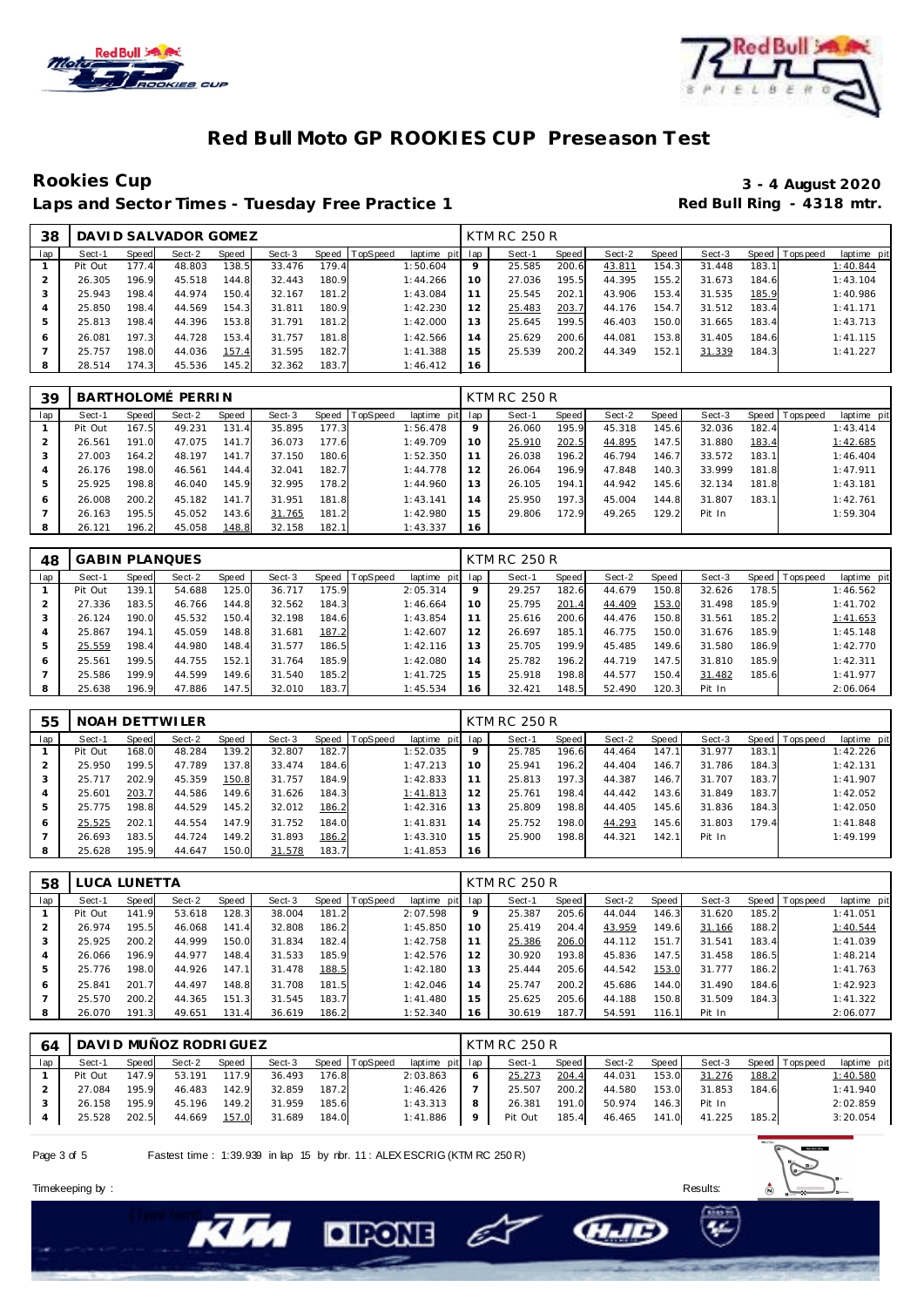# Red Bull Moto GP ROOKIES CUP Preseason Test

## Rookies Cup

**3 - 4 August 2020**

### Laps and Sector Times - Tuesday Free Practice 1

**Red Bull Ring - 4318 mtr.**

| 38 | DAVID SALVADOR GOMEZ | | | | | | | | KTM RC 250 R | | | | | | | | |
|---|---|---|---|---|---|---|---|---|---|---|---|---|---|---|---|---|---|
| lap | Sect-1 | Speed | Sect-2 | Speed | Sect-3 | Speed | TopSpeed | laptime pit | lap | Sect-1 | Speed | Sect-2 | Speed | Sect-3 | Speed | Topspeed | laptime pit |
| 1 | Pit Out | 177.4 | 48.803 | 138.5 | 33.476 | 179.4 | | 1:50.604 | 9 | 25.585 | 200.6 | 43.811 | 154.3 | 31.448 | 183.1 | | 1:40.844 |
| 2 | 26.305 | 196.9 | 45.518 | 144.8 | 32.443 | 180.9 | | 1:44.266 | 10 | 27.036 | 195.5 | 44.395 | 155.2 | 31.673 | 184.6 | | 1:43.104 |
| 3 | 25.943 | 198.4 | 44.974 | 150.4 | 32.167 | 181.2 | | 1:43.084 | 11 | 25.545 | 202.1 | 43.906 | 153.4 | 31.535 | 185.9 | | 1:40.986 |
| 4 | 25.850 | 198.4 | 44.569 | 154.3 | 31.811 | 180.9 | | 1:42.230 | 12 | 25.483 | 203.7 | 44.176 | 154.7 | 31.512 | 183.4 | | 1:41.171 |
| 5 | 25.813 | 198.4 | 44.396 | 153.8 | 31.791 | 181.2 | | 1:42.000 | 13 | 25.645 | 199.5 | 46.403 | 150.0 | 31.665 | 183.4 | | 1:43.713 |
| 6 | 26.081 | 197.3 | 44.728 | 153.4 | 31.757 | 181.8 | | 1:42.566 | 14 | 25.629 | 200.6 | 44.081 | 153.8 | 31.405 | 184.6 | | 1:41.115 |
| 7 | 25.757 | 198.0 | 44.036 | 157.4 | 31.595 | 182.7 | | 1:41.388 | 15 | 25.539 | 200.2 | 44.349 | 152.1 | 31.339 | 184.3 | | 1:41.227 |
| 8 | 28.514 | 174.3 | 45.536 | 145.2 | 32.362 | 183.7 | | 1:46.412 | 16 | | | | | | | | |

| 39 | BARTHOLOMÉ PERRIN | | | | | | | | KTM RC 250 R | | | | | | | | |
|---|---|---|---|---|---|---|---|---|---|---|---|---|---|---|---|---|---|
| lap | Sect-1 | Speed | Sect-2 | Speed | Sect-3 | Speed | TopSpeed | laptime pit | lap | Sect-1 | Speed | Sect-2 | Speed | Sect-3 | Speed | Topspeed | laptime pit |
| 1 | Pit Out | 167.5 | 49.231 | 131.4 | 35.895 | 177.3 | | 1:56.478 | 9 | 26.060 | 195.9 | 45.318 | 145.6 | 32.036 | 182.4 | | 1:43.414 |
| 2 | 26.561 | 191.0 | 47.075 | 141.7 | 36.073 | 177.6 | | 1:49.709 | 10 | 25.910 | 202.5 | 44.895 | 147.5 | 31.880 | 183.4 | | 1:42.685 |
| 3 | 27.003 | 164.2 | 48.197 | 141.7 | 37.150 | 180.6 | | 1:52.350 | 11 | 26.038 | 196.2 | 46.794 | 146.7 | 33.572 | 183.1 | | 1:46.404 |
| 4 | 26.176 | 198.0 | 46.561 | 144.4 | 32.041 | 182.7 | | 1:44.778 | 12 | 26.064 | 196.9 | 47.848 | 140.3 | 33.999 | 181.8 | | 1:47.911 |
| 5 | 25.925 | 198.8 | 46.040 | 145.9 | 32.995 | 178.2 | | 1:44.960 | 13 | 26.105 | 194.1 | 44.942 | 145.6 | 32.134 | 181.8 | | 1:43.181 |
| 6 | 26.008 | 200.2 | 45.182 | 141.7 | 31.951 | 181.8 | | 1:43.141 | 14 | 25.950 | 197.3 | 45.004 | 144.8 | 31.807 | 183.1 | | 1:42.761 |
| 7 | 26.163 | 195.5 | 45.052 | 143.6 | 31.765 | 181.2 | | 1:42.980 | 15 | 29.806 | 172.9 | 49.265 | 129.2 | Pit In | | | 1:59.304 |
| 8 | 26.121 | 196.2 | 45.058 | 148.8 | 32.158 | 182.1 | | 1:43.337 | 16 | | | | | | | | |

| 48 | GABIN PLANQUES | | | | | | | | KTM RC 250 R | | | | | | | | |
|---|---|---|---|---|---|---|---|---|---|---|---|---|---|---|---|---|---|
| lap | Sect-1 | Speed | Sect-2 | Speed | Sect-3 | Speed | TopSpeed | laptime pit | lap | Sect-1 | Speed | Sect-2 | Speed | Sect-3 | Speed | Topspeed | laptime pit |
| 1 | Pit Out | 139.1 | 54.688 | 125.0 | 36.717 | 175.9 | | 2:05.314 | 9 | 29.257 | 182.6 | 44.679 | 150.8 | 32.626 | 178.5 | | 1:46.562 |
| 2 | 27.336 | 183.5 | 46.766 | 144.8 | 32.562 | 184.3 | | 1:46.664 | 10 | 25.795 | 201.4 | 44.409 | 153.0 | 31.498 | 185.9 | | 1:41.702 |
| 3 | 26.124 | 190.0 | 45.532 | 150.4 | 32.198 | 184.6 | | 1:43.854 | 11 | 25.616 | 200.6 | 44.476 | 150.8 | 31.561 | 185.2 | | 1:41.653 |
| 4 | 25.867 | 194.1 | 45.059 | 148.8 | 31.681 | 187.2 | | 1:42.607 | 12 | 26.697 | 185.1 | 46.775 | 150.0 | 31.676 | 185.9 | | 1:45.148 |
| 5 | 25.559 | 198.4 | 44.980 | 148.4 | 31.577 | 186.5 | | 1:42.116 | 13 | 25.705 | 199.9 | 45.485 | 149.6 | 31.580 | 186.9 | | 1:42.770 |
| 6 | 25.561 | 199.5 | 44.755 | 152.1 | 31.764 | 185.9 | | 1:42.080 | 14 | 25.782 | 196.2 | 44.719 | 147.5 | 31.810 | 185.9 | | 1:42.311 |
| 7 | 25.586 | 199.9 | 44.599 | 149.6 | 31.540 | 185.2 | | 1:41.725 | 15 | 25.918 | 198.8 | 44.577 | 150.4 | 31.482 | 185.6 | | 1:41.977 |
| 8 | 25.638 | 196.9 | 47.886 | 147.5 | 32.010 | 183.7 | | 1:45.534 | 16 | 32.421 | 148.5 | 52.490 | 120.3 | Pit In | | | 2:06.064 |

| 55 | NOAH DETTWILER | | | | | | | | KTM RC 250 R | | | | | | | | |
|---|---|---|---|---|---|---|---|---|---|---|---|---|---|---|---|---|---|
| lap | Sect-1 | Speed | Sect-2 | Speed | Sect-3 | Speed | TopSpeed | laptime pit | lap | Sect-1 | Speed | Sect-2 | Speed | Sect-3 | Speed | Topspeed | laptime pit |
| 1 | Pit Out | 168.0 | 48.284 | 139.2 | 32.807 | 182.7 | | 1:52.035 | 9 | 25.785 | 196.6 | 44.464 | 147.1 | 31.977 | 183.1 | | 1:42.226 |
| 2 | 25.950 | 199.5 | 47.789 | 137.8 | 33.474 | 184.6 | | 1:47.213 | 10 | 25.941 | 196.2 | 44.404 | 146.7 | 31.786 | 184.3 | | 1:42.131 |
| 3 | 25.717 | 202.9 | 45.359 | 150.8 | 31.757 | 184.9 | | 1:42.833 | 11 | 25.813 | 197.3 | 44.387 | 146.7 | 31.707 | 183.7 | | 1:41.907 |
| 4 | 25.601 | 203.7 | 44.586 | 149.6 | 31.626 | 184.3 | | 1:41.813 | 12 | 25.761 | 198.4 | 44.442 | 143.6 | 31.849 | 183.7 | | 1:42.052 |
| 5 | 25.775 | 198.8 | 44.529 | 145.2 | 32.012 | 186.2 | | 1:42.316 | 13 | 25.809 | 198.8 | 44.405 | 145.6 | 31.836 | 184.3 | | 1:42.050 |
| 6 | 25.525 | 202.1 | 44.554 | 147.9 | 31.752 | 184.0 | | 1:41.831 | 14 | 25.752 | 198.0 | 44.293 | 145.6 | 31.803 | 179.4 | | 1:41.848 |
| 7 | 26.693 | 183.5 | 44.724 | 149.2 | 31.893 | 186.2 | | 1:43.310 | 15 | 25.900 | 198.8 | 44.321 | 142.1 | Pit In | | | 1:49.199 |
| 8 | 25.628 | 195.9 | 44.647 | 150.0 | 31.578 | 183.7 | | 1:41.853 | 16 | | | | | | | | |

| 58 | LUCA LUNETTA | | | | | | | | KTM RC 250 R | | | | | | | | |
|---|---|---|---|---|---|---|---|---|---|---|---|---|---|---|---|---|---|
| lap | Sect-1 | Speed | Sect-2 | Speed | Sect-3 | Speed | TopSpeed | laptime pit | lap | Sect-1 | Speed | Sect-2 | Speed | Sect-3 | Speed | Topspeed | laptime pit |
| 1 | Pit Out | 141.9 | 53.618 | 128.3 | 38.004 | 181.2 | | 2:07.598 | 9 | 25.387 | 205.6 | 44.044 | 146.3 | 31.620 | 185.2 | | 1:41.051 |
| 2 | 26.974 | 195.5 | 46.068 | 141.4 | 32.808 | 186.2 | | 1:45.850 | 10 | 25.419 | 204.4 | 43.959 | 149.6 | 31.166 | 188.2 | | 1:40.544 |
| 3 | 25.925 | 200.2 | 44.999 | 150.0 | 31.834 | 182.4 | | 1:42.758 | 11 | 25.386 | 206.0 | 44.112 | 151.7 | 31.541 | 183.4 | | 1:41.039 |
| 4 | 26.066 | 196.9 | 44.977 | 148.4 | 31.533 | 185.9 | | 1:42.576 | 12 | 30.920 | 193.8 | 45.836 | 147.5 | 31.458 | 186.5 | | 1:48.214 |
| 5 | 25.776 | 198.0 | 44.926 | 147.1 | 31.478 | 188.5 | | 1:42.180 | 13 | 25.444 | 205.6 | 44.542 | 153.0 | 31.777 | 186.2 | | 1:41.763 |
| 6 | 25.841 | 201.7 | 44.497 | 148.8 | 31.708 | 181.5 | | 1:42.046 | 14 | 25.747 | 200.2 | 45.686 | 144.0 | 31.490 | 184.6 | | 1:42.923 |
| 7 | 25.570 | 200.2 | 44.365 | 151.3 | 31.545 | 183.7 | | 1:41.480 | 15 | 25.625 | 205.6 | 44.188 | 150.8 | 31.509 | 184.3 | | 1:41.322 |
| 8 | 26.070 | 191.3 | 49.651 | 131.4 | 36.619 | 186.2 | | 1:52.340 | 16 | 30.619 | 187.7 | 54.591 | 116.1 | Pit In | | | 2:06.077 |

| 64 | DAVID MUÑOZ RODRIGUEZ | | | | | | | | KTM RC 250 R | | | | | | | | |
|---|---|---|---|---|---|---|---|---|---|---|---|---|---|---|---|---|---|
| lap | Sect-1 | Speed | Sect-2 | Speed | Sect-3 | Speed | TopSpeed | laptime pit | lap | Sect-1 | Speed | Sect-2 | Speed | Sect-3 | Speed | Topspeed | laptime pit |
| 1 | Pit Out | 147.9 | 53.191 | 117.9 | 36.493 | 176.8 | | 2:03.863 | 6 | 25.273 | 204.4 | 44.031 | 153.0 | 31.276 | 188.2 | | 1:40.580 |
| 2 | 27.084 | 195.9 | 46.483 | 142.9 | 32.859 | 187.2 | | 1:46.426 | 7 | 25.507 | 200.2 | 44.580 | 153.0 | 31.853 | 184.6 | | 1:41.940 |
| 3 | 26.158 | 195.9 | 45.196 | 149.2 | 31.959 | 185.6 | | 1:43.313 | 8 | 26.381 | 191.0 | 50.974 | 146.3 | Pit In | | | 2:02.859 |
| 4 | 25.528 | 202.5 | 44.669 | 157.0 | 31.689 | 184.0 | | 1:41.886 | 9 | Pit Out | 185.4 | 46.465 | 141.0 | 41.225 | 185.2 | | 3:20.054 |

Fastest time : 1:39.939 in lap 15 by nbr. 11 : ALEX ESCRIG (KTM RC 250 R)

Timekeeping by : Results: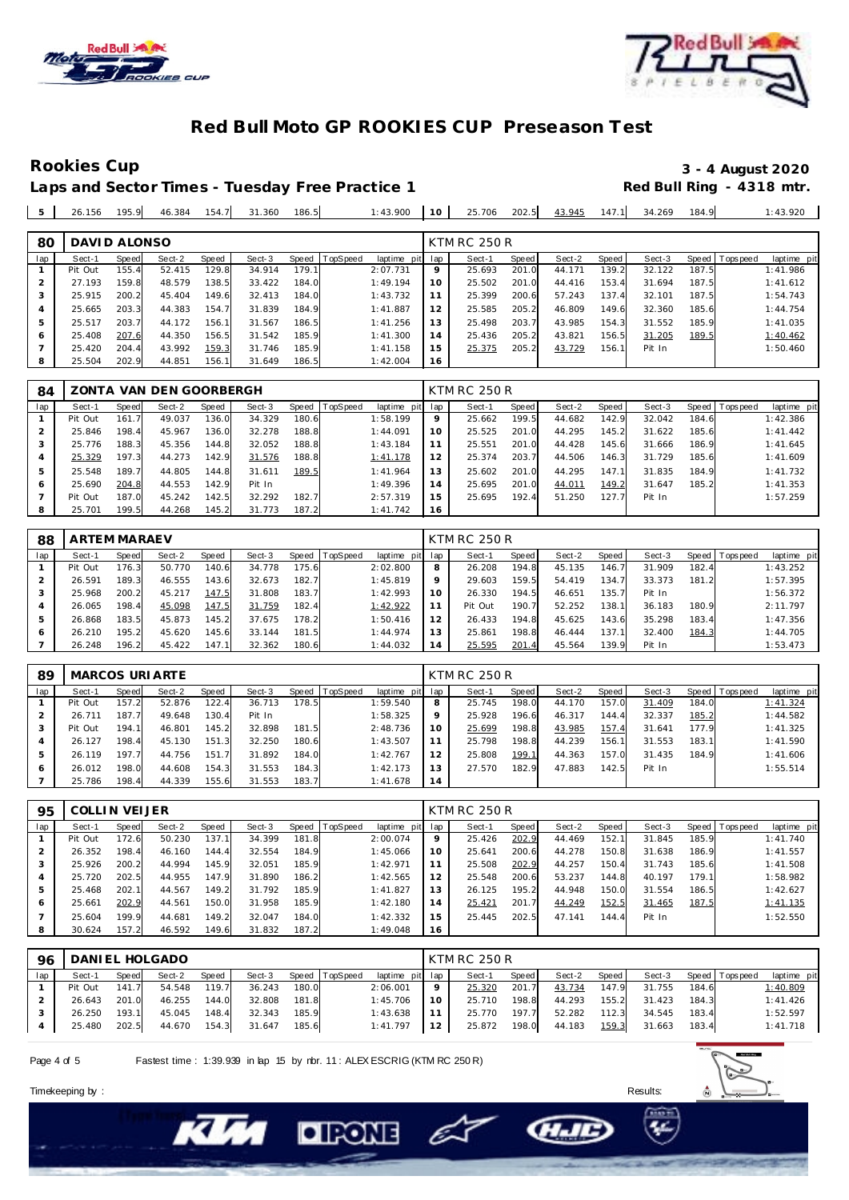# Red Bull Moto GP ROOKIES CUP Preseason Test

## Rookies Cup

**3 - 4 August 2020**

### Laps and Sector Times - Tuesday Free Practice 1

**Red Bull Ring - 4318 mtr.**

| 5 | 26.156 | 195.9 | 46.384 | 154.7 | 31.360 | 186.5 | | 1:43.900 | 10 | 25.706 | 202.5 | 43.945 | 147.1 | 34.269 | 184.9 | | 1:43.920 |
|---|---|---|---|---|---|---|---|---|---|---|---|---|---|---|---|---|---|

**80 DAVID ALONSO** — KTM RC 250 R

| lap | Sect-1 | Speed | Sect-2 | Speed | Sect-3 | Speed | TopSpeed | laptime pit | lap | Sect-1 | Speed | Sect-2 | Speed | Sect-3 | Speed | Topspeed | laptime pit |
|---|---|---|---|---|---|---|---|---|---|---|---|---|---|---|---|---|---|
| 1 | Pit Out | 155.4 | 52.415 | 129.8 | 34.914 | 179.1 | | 2:07.731 | 9 | 25.693 | 201.0 | 44.171 | 139.2 | 32.122 | 187.5 | | 1:41.986 |
| 2 | 27.193 | 159.8 | 48.579 | 138.5 | 33.422 | 184.0 | | 1:49.194 | 10 | 25.502 | 201.0 | 44.416 | 153.4 | 31.694 | 187.5 | | 1:41.612 |
| 3 | 25.915 | 200.2 | 45.404 | 149.6 | 32.413 | 184.0 | | 1:43.732 | 11 | 25.399 | 200.6 | 57.243 | 137.4 | 32.101 | 187.5 | | 1:54.743 |
| 4 | 25.665 | 203.3 | 44.383 | 154.7 | 31.839 | 184.9 | | 1:41.887 | 12 | 25.585 | 205.2 | 46.809 | 149.6 | 32.360 | 185.6 | | 1:44.754 |
| 5 | 25.517 | 203.7 | 44.172 | 156.1 | 31.567 | 186.5 | | 1:41.256 | 13 | 25.498 | 203.7 | 43.985 | 154.3 | 31.552 | 185.9 | | 1:41.035 |
| 6 | 25.408 | 207.6 | 44.350 | 156.5 | 31.542 | 185.9 | | 1:41.300 | 14 | 25.436 | 205.2 | 43.821 | 156.5 | 31.205 | 189.5 | | 1:40.462 |
| 7 | 25.420 | 204.4 | 43.992 | 159.3 | 31.746 | 185.9 | | 1:41.158 | 15 | 25.375 | 205.2 | 43.729 | 156.1 | Pit In | | | 1:50.460 |
| 8 | 25.504 | 202.9 | 44.851 | 156.1 | 31.649 | 186.5 | | 1:42.004 | 16 | | | | | | | | |

**84 ZONTA VAN DEN GOORBERGH** — KTM RC 250 R

| lap | Sect-1 | Speed | Sect-2 | Speed | Sect-3 | Speed | TopSpeed | laptime pit | lap | Sect-1 | Speed | Sect-2 | Speed | Sect-3 | Speed | Topspeed | laptime pit |
|---|---|---|---|---|---|---|---|---|---|---|---|---|---|---|---|---|---|
| 1 | Pit Out | 161.7 | 49.037 | 136.0 | 34.329 | 180.6 | | 1:58.199 | 9 | 25.662 | 199.5 | 44.682 | 142.9 | 32.042 | 184.6 | | 1:42.386 |
| 2 | 25.846 | 198.4 | 45.967 | 136.0 | 32.278 | 188.8 | | 1:44.091 | 10 | 25.525 | 201.0 | 44.295 | 145.2 | 31.622 | 185.6 | | 1:41.442 |
| 3 | 25.776 | 188.3 | 45.356 | 144.8 | 32.052 | 188.8 | | 1:43.184 | 11 | 25.551 | 201.0 | 44.428 | 145.6 | 31.666 | 186.9 | | 1:41.645 |
| 4 | 25.329 | 197.3 | 44.273 | 142.9 | 31.576 | 188.8 | | 1:41.178 | 12 | 25.374 | 203.7 | 44.506 | 146.3 | 31.729 | 185.6 | | 1:41.609 |
| 5 | 25.548 | 189.7 | 44.805 | 144.8 | 31.611 | 189.5 | | 1:41.964 | 13 | 25.602 | 201.0 | 44.295 | 147.1 | 31.835 | 184.9 | | 1:41.732 |
| 6 | 25.690 | 204.8 | 44.553 | 142.9 | Pit In | | | 1:49.396 | 14 | 25.695 | 201.0 | 44.011 | 149.2 | 31.647 | 185.2 | | 1:41.353 |
| 7 | Pit Out | 187.0 | 45.242 | 142.5 | 32.292 | 182.7 | | 2:57.319 | 15 | 25.695 | 192.4 | 51.250 | 127.7 | Pit In | | | 1:57.259 |
| 8 | 25.701 | 199.5 | 44.268 | 145.2 | 31.773 | 187.2 | | 1:41.742 | 16 | | | | | | | | |

**88 ARTEM MARAEV** — KTM RC 250 R

| lap | Sect-1 | Speed | Sect-2 | Speed | Sect-3 | Speed | TopSpeed | laptime pit | lap | Sect-1 | Speed | Sect-2 | Speed | Sect-3 | Speed | Topspeed | laptime pit |
|---|---|---|---|---|---|---|---|---|---|---|---|---|---|---|---|---|---|
| 1 | Pit Out | 176.3 | 50.770 | 140.6 | 34.778 | 175.6 | | 2:02.800 | 8 | 26.208 | 194.8 | 45.135 | 146.7 | 31.909 | 182.4 | | 1:43.252 |
| 2 | 26.591 | 189.3 | 46.555 | 143.6 | 32.673 | 182.7 | | 1:45.819 | 9 | 29.603 | 159.5 | 54.419 | 134.7 | 33.373 | 181.2 | | 1:57.395 |
| 3 | 25.968 | 200.2 | 45.217 | 147.5 | 31.808 | 183.7 | | 1:42.993 | 10 | 26.330 | 194.5 | 46.651 | 135.7 | Pit In | | | 1:56.372 |
| 4 | 26.065 | 198.4 | 45.098 | 147.5 | 31.759 | 182.4 | | 1:42.922 | 11 | Pit Out | 190.7 | 52.252 | 138.1 | 36.183 | 180.9 | | 2:11.797 |
| 5 | 26.868 | 183.5 | 45.873 | 145.2 | 37.675 | 178.2 | | 1:50.416 | 12 | 26.433 | 194.8 | 45.625 | 143.6 | 35.298 | 183.4 | | 1:47.356 |
| 6 | 26.210 | 195.2 | 45.620 | 145.6 | 33.144 | 181.5 | | 1:44.974 | 13 | 25.861 | 198.8 | 46.444 | 137.1 | 32.400 | 184.3 | | 1:44.705 |
| 7 | 26.248 | 196.2 | 45.422 | 147.1 | 32.362 | 180.6 | | 1:44.032 | 14 | 25.595 | 201.4 | 45.564 | 139.9 | Pit In | | | 1:53.473 |

**89 MARCOS URIARTE** — KTM RC 250 R

| lap | Sect-1 | Speed | Sect-2 | Speed | Sect-3 | Speed | TopSpeed | laptime pit | lap | Sect-1 | Speed | Sect-2 | Speed | Sect-3 | Speed | Topspeed | laptime pit |
|---|---|---|---|---|---|---|---|---|---|---|---|---|---|---|---|---|---|
| 1 | Pit Out | 157.2 | 52.876 | 122.4 | 36.713 | 178.5 | | 1:59.540 | 8 | 25.745 | 198.0 | 44.170 | 157.0 | 31.409 | 184.0 | | 1:41.324 |
| 2 | 26.711 | 187.7 | 49.648 | 130.4 | Pit In | | | 1:58.325 | 9 | 25.928 | 196.6 | 46.317 | 144.4 | 32.337 | 185.2 | | 1:44.582 |
| 3 | Pit Out | 194.1 | 46.801 | 145.2 | 32.898 | 181.5 | | 2:48.736 | 10 | 25.699 | 198.8 | 43.985 | 157.4 | 31.641 | 177.9 | | 1:41.325 |
| 4 | 26.127 | 198.4 | 45.130 | 151.3 | 32.250 | 180.6 | | 1:43.507 | 11 | 25.798 | 198.8 | 44.239 | 156.1 | 31.553 | 183.1 | | 1:41.590 |
| 5 | 26.119 | 197.7 | 44.756 | 151.7 | 31.892 | 184.0 | | 1:42.767 | 12 | 25.808 | 199.1 | 44.363 | 157.0 | 31.435 | 184.9 | | 1:41.606 |
| 6 | 26.012 | 198.0 | 44.608 | 154.3 | 31.553 | 184.3 | | 1:42.173 | 13 | 27.570 | 182.9 | 47.883 | 142.5 | Pit In | | | 1:55.514 |
| 7 | 25.786 | 198.4 | 44.339 | 155.6 | 31.553 | 183.7 | | 1:41.678 | 14 | | | | | | | | |

**95 COLLIN VEIJER** — KTM RC 250 R

| lap | Sect-1 | Speed | Sect-2 | Speed | Sect-3 | Speed | TopSpeed | laptime pit | lap | Sect-1 | Speed | Sect-2 | Speed | Sect-3 | Speed | Topspeed | laptime pit |
|---|---|---|---|---|---|---|---|---|---|---|---|---|---|---|---|---|---|
| 1 | Pit Out | 172.6 | 50.230 | 137.1 | 34.399 | 181.8 | | 2:00.074 | 9 | 25.426 | 202.9 | 44.469 | 152.1 | 31.845 | 185.9 | | 1:41.740 |
| 2 | 26.352 | 198.4 | 46.160 | 144.4 | 32.554 | 184.9 | | 1:45.066 | 10 | 25.641 | 200.6 | 44.278 | 150.8 | 31.638 | 186.9 | | 1:41.557 |
| 3 | 25.926 | 200.2 | 44.994 | 145.9 | 32.051 | 185.9 | | 1:42.971 | 11 | 25.508 | 202.9 | 44.257 | 150.4 | 31.743 | 185.6 | | 1:41.508 |
| 4 | 25.720 | 202.5 | 44.955 | 147.9 | 31.890 | 186.2 | | 1:42.565 | 12 | 25.548 | 200.6 | 53.237 | 144.8 | 40.197 | 179.1 | | 1:58.982 |
| 5 | 25.468 | 202.1 | 44.567 | 149.2 | 31.792 | 185.9 | | 1:41.827 | 13 | 26.125 | 195.2 | 44.948 | 150.0 | 31.554 | 186.5 | | 1:42.627 |
| 6 | 25.661 | 202.9 | 44.561 | 150.0 | 31.958 | 185.9 | | 1:42.180 | 14 | 25.421 | 201.7 | 44.249 | 152.5 | 31.465 | 187.5 | | 1:41.135 |
| 7 | 25.604 | 199.9 | 44.681 | 149.2 | 32.047 | 184.0 | | 1:42.332 | 15 | 25.445 | 202.5 | 47.141 | 144.4 | Pit In | | | 1:52.550 |
| 8 | 30.624 | 157.2 | 46.592 | 149.6 | 31.832 | 187.2 | | 1:49.048 | 16 | | | | | | | | |

**96 DANIEL HOLGADO** — KTM RC 250 R

| lap | Sect-1 | Speed | Sect-2 | Speed | Sect-3 | Speed | TopSpeed | laptime pit | lap | Sect-1 | Speed | Sect-2 | Speed | Sect-3 | Speed | Topspeed | laptime pit |
|---|---|---|---|---|---|---|---|---|---|---|---|---|---|---|---|---|---|
| 1 | Pit Out | 141.7 | 54.548 | 119.7 | 36.243 | 180.0 | | 2:06.001 | 9 | 25.320 | 201.7 | 43.734 | 147.9 | 31.755 | 184.6 | | 1:40.809 |
| 2 | 26.643 | 201.0 | 46.255 | 144.0 | 32.808 | 181.8 | | 1:45.706 | 10 | 25.710 | 198.8 | 44.293 | 155.2 | 31.423 | 184.3 | | 1:41.426 |
| 3 | 26.250 | 193.1 | 45.045 | 148.4 | 32.343 | 185.9 | | 1:43.638 | 11 | 25.770 | 197.7 | 52.282 | 112.3 | 34.545 | 183.4 | | 1:52.597 |
| 4 | 25.480 | 202.5 | 44.670 | 154.3 | 31.647 | 185.6 | | 1:41.797 | 12 | 25.872 | 198.0 | 44.183 | 159.3 | 31.663 | 183.4 | | 1:41.718 |

Fastest time : 1:39.939 in lap 15 by nbr. 11 : ALEX ESCRIG (KTM RC 250 R)

Timekeeping by : Results: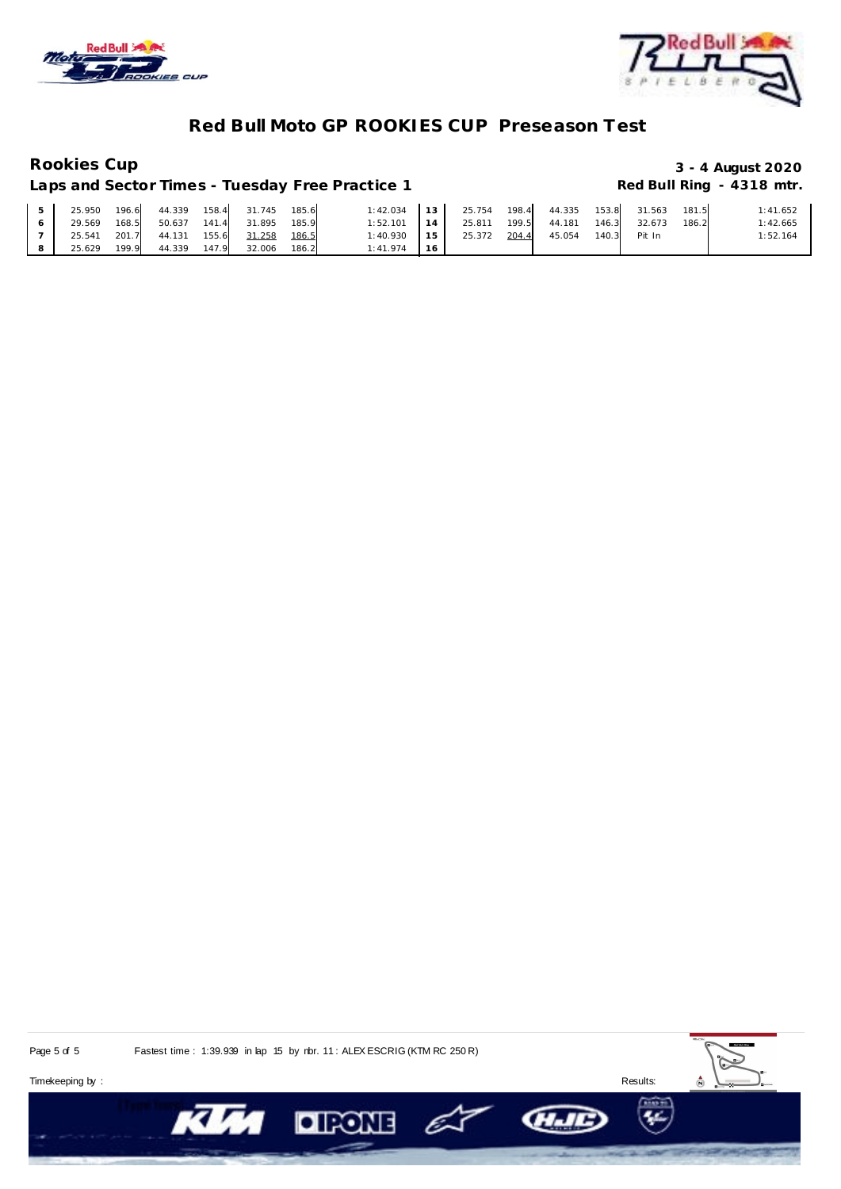# Red Bull Moto GP ROOKIES CUP Preseason Test

## Rookies Cup

**3 - 4 August 2020**

### Laps and Sector Times - Tuesday Free Practice 1

**Red Bull Ring - 4318 mtr.**

| | | | | | | | | | | | | | | | |
|---|---|---|---|---|---|---|---|---|---|---|---|---|---|---|---|
| **5** | 25.950 | 196.6 | 44.339 | 158.4 | 31.745 | 185.6 | 1:42.034 | **13** | 25.754 | 198.4 | 44.335 | 153.8 | 31.563 | 181.5 | 1:41.652 |
| **6** | 29.569 | 168.5 | 50.637 | 141.4 | 31.895 | 185.9 | 1:52.101 | **14** | 25.811 | 199.5 | 44.181 | 146.3 | 32.673 | 186.2 | 1:42.665 |
| **7** | 25.541 | 201.7 | 44.131 | 155.6 | 31.258 | 186.5 | 1:40.930 | **15** | 25.372 | 204.4 | 45.054 | 140.3 | Pit In | | 1:52.164 |
| **8** | 25.629 | 199.9 | 44.339 | 147.9 | 32.006 | 186.2 | 1:41.974 | **16** | | | | | | | |

Fastest time : 1:39.939 in lap 15 by nbr. 11 : ALEX ESCRIG (KTM RC 250 R)

Timekeeping by :

Results: